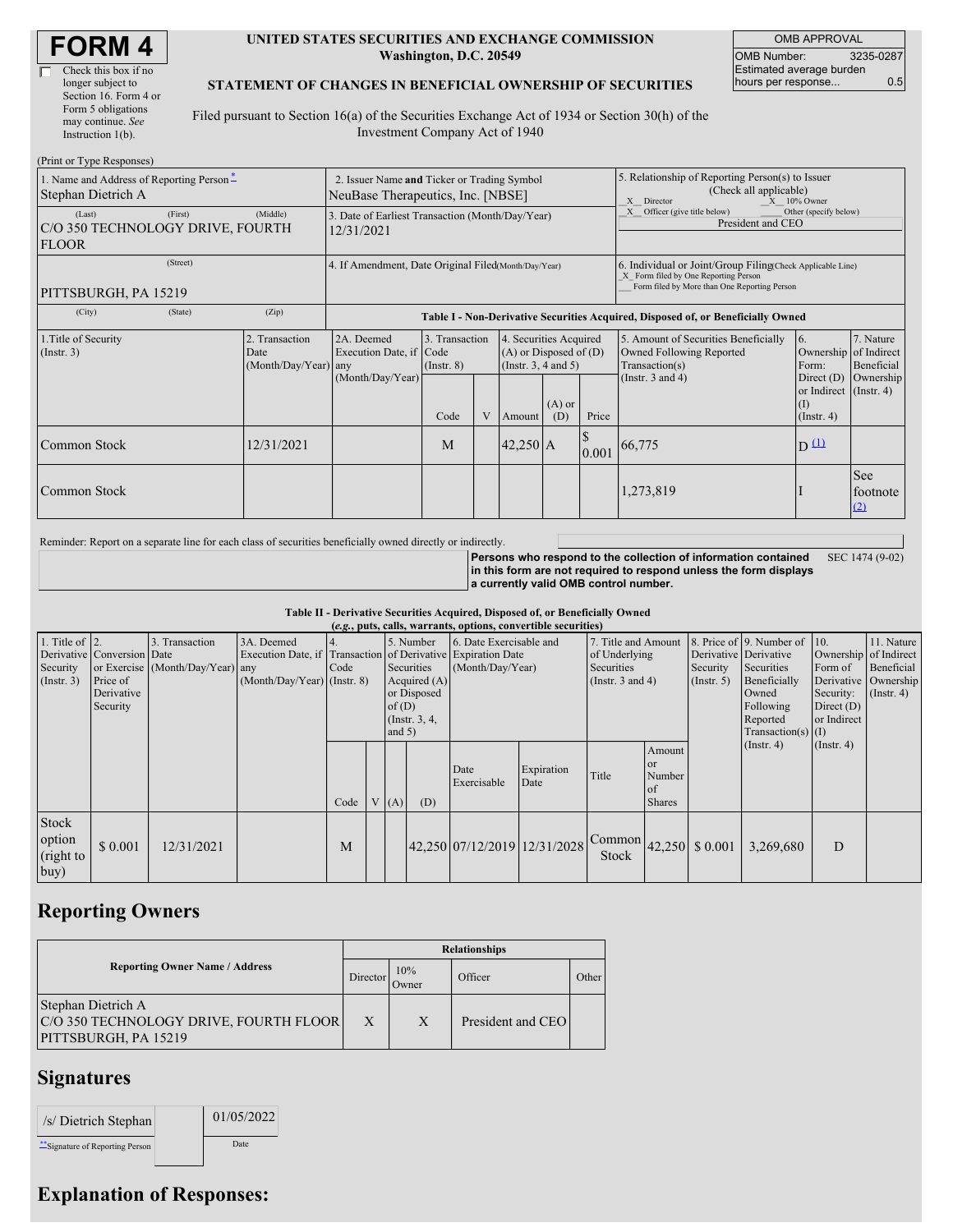# FORM 4

☐ Check this box if no longer subject to Section 16. Form 4 or Form 5 obligations may continue. *See* Instruction 1(b).

**UNITED STATES SECURITIES AND EXCHANGE COMMISSION**
**Washington, D.C. 20549**

**STATEMENT OF CHANGES IN BENEFICIAL OWNERSHIP OF SECURITIES**

Filed pursuant to Section 16(a) of the Securities Exchange Act of 1934 or Section 30(h) of the Investment Company Act of 1940

| OMB APPROVAL | |
|---|---|
| OMB Number: | 3235-0287 |
| Estimated average burden hours per response... | 0.5 |

(Print or Type Responses)

| 1. Name and Address of Reporting Person * | 2. Issuer Name and Ticker or Trading Symbol | 5. Relationship of Reporting Person(s) to Issuer (Check all applicable) |
|---|---|---|
| Stephan Dietrich A | NeuBase Therapeutics, Inc. [NBSE] | X Director; X 10% Owner; X Officer (give title below); Other (specify below) |
| (Last) (First) (Middle) C/O 350 TECHNOLOGY DRIVE, FOURTH FLOOR | 3. Date of Earliest Transaction (Month/Day/Year) 12/31/2021 | President and CEO |
| (Street) PITTSBURGH, PA 15219 (City) (State) (Zip) | 4. If Amendment, Date Original Filed (Month/Day/Year) | 6. Individual or Joint/Group Filing (Check Applicable Line) _X_ Form filed by One Reporting Person ___ Form filed by More than One Reporting Person |

**Table I - Non-Derivative Securities Acquired, Disposed of, or Beneficially Owned**

| 1.Title of Security (Instr. 3) | 2. Transaction Date (Month/Day/Year) | 2A. Deemed Execution Date, if any (Month/Day/Year) | 3. Transaction Code (Instr. 8) | | 4. Securities Acquired (A) or Disposed of (D) (Instr. 3, 4 and 5) | | | 5. Amount of Securities Beneficially Owned Following Reported Transaction(s) (Instr. 3 and 4) | 6. Ownership Form: Direct (D) or Indirect (I) (Instr. 4) | 7. Nature of Indirect Beneficial Ownership (Instr. 4) |
|---|---|---|---|---|---|---|---|---|---|---|
| | | | Code | V | Amount | (A) or (D) | Price | | | |
| Common Stock | 12/31/2021 | | M | | 42,250 | A | $ 0.001 | 66,775 | D [(1)] | |
| Common Stock | | | | | | | | 1,273,819 | I | See footnote [(2)] |

Reminder: Report on a separate line for each class of securities beneficially owned directly or indirectly.

**Persons who respond to the collection of information contained in this form are not required to respond unless the form displays a currently valid OMB control number.** SEC 1474 (9-02)

**Table II - Derivative Securities Acquired, Disposed of, or Beneficially Owned**
***(e.g., puts, calls, warrants, options, convertible securities)***

| 1. Title of Derivative Security (Instr. 3) | 2. Conversion or Exercise Price of Derivative Security | 3. Transaction Date (Month/Day/Year) | 3A. Deemed Execution Date, if any (Month/Day/Year) | 4. Transaction Code (Instr. 8) | | 5. Number of Derivative Securities Acquired (A) or Disposed of (D) (Instr. 3, 4, and 5) | | 6. Date Exercisable and Expiration Date (Month/Day/Year) | | 7. Title and Amount of Underlying Securities (Instr. 3 and 4) | | 8. Price of Derivative Security (Instr. 5) | 9. Number of Derivative Securities Beneficially Owned Following Reported Transaction(s) (Instr. 4) | 10. Ownership Form of Derivative Security: Direct (D) or Indirect (I) (Instr. 4) | 11. Nature of Indirect Beneficial Ownership (Instr. 4) |
|---|---|---|---|---|---|---|---|---|---|---|---|---|---|---|---|
| | | | | Code | V | (A) | (D) | Date Exercisable | Expiration Date | Title | Amount or Number of Shares | | | | |
| Stock option (right to buy) | $ 0.001 | 12/31/2021 | | M | | | 42,250 | 07/12/2019 | 12/31/2028 | Common Stock | 42,250 | $ 0.001 | 3,269,680 | D | |

## Reporting Owners

| Reporting Owner Name / Address | Relationships | | | |
|---|---|---|---|---|
| | Director | 10% Owner | Officer | Other |
| Stephan Dietrich A C/O 350 TECHNOLOGY DRIVE, FOURTH FLOOR PITTSBURGH, PA 15219 | X | X | President and CEO | |

## Signatures

| /s/ Dietrich Stephan | 01/05/2022 |
|---|---|
| **Signature of Reporting Person | Date |

## Explanation of Responses: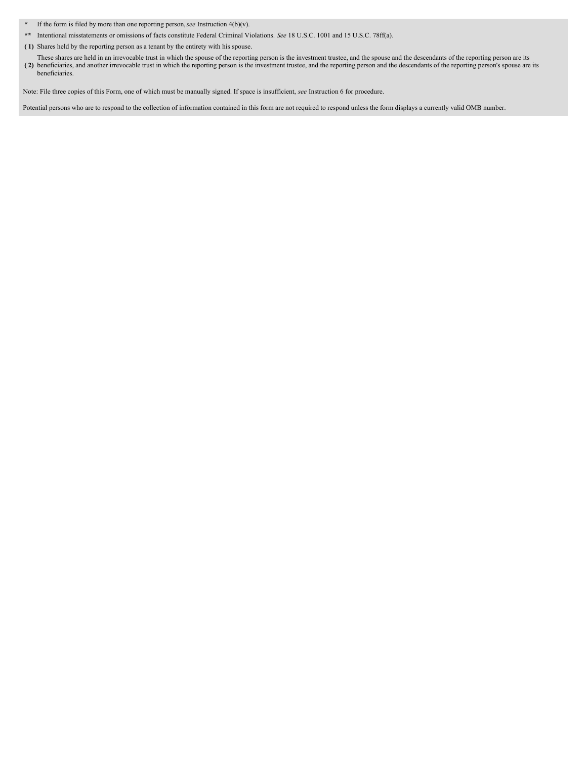\* If the form is filed by more than one reporting person, *see* Instruction 4(b)(v).

\*\* Intentional misstatements or omissions of facts constitute Federal Criminal Violations. *See* 18 U.S.C. 1001 and 15 U.S.C. 78ff(a).

**( 1)** Shares held by the reporting person as a tenant by the entirety with his spouse.

**( 2)** These shares are held in an irrevocable trust in which the spouse of the reporting person is the investment trustee, and the spouse and the descendants of the reporting person are its beneficiaries, and another irrevocable trust in which the reporting person is the investment trustee, and the reporting person and the descendants of the reporting person's spouse are its beneficiaries.

Note: File three copies of this Form, one of which must be manually signed. If space is insufficient, *see* Instruction 6 for procedure.

Potential persons who are to respond to the collection of information contained in this form are not required to respond unless the form displays a currently valid OMB number.